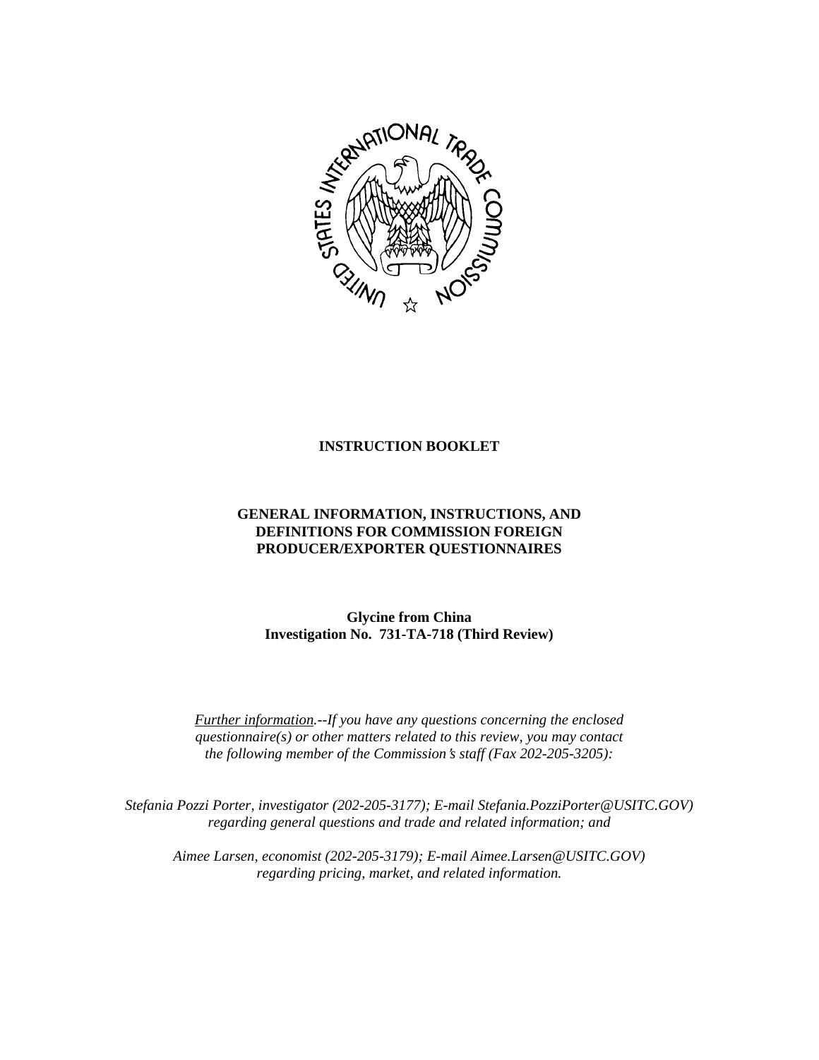**INSTRUCTION BOOKLET**

**GENERAL INFORMATION, INSTRUCTIONS, AND DEFINITIONS FOR COMMISSION FOREIGN PRODUCER/EXPORTER QUESTIONNAIRES**

**Glycine from China**
**Investigation No. 731-TA-718 (Third Review)**

*<u>Further information</u>.--If you have any questions concerning the enclosed questionnaire(s) or other matters related to this review, you may contact the following member of the Commission's staff (Fax 202-205-3205):*

*Stefania Pozzi Porter, investigator (202-205-3177); E-mail Stefania.PozziPorter@USITC.GOV) regarding general questions and trade and related information; and*

*Aimee Larsen, economist (202-205-3179); E-mail Aimee.Larsen@USITC.GOV) regarding pricing, market, and related information.*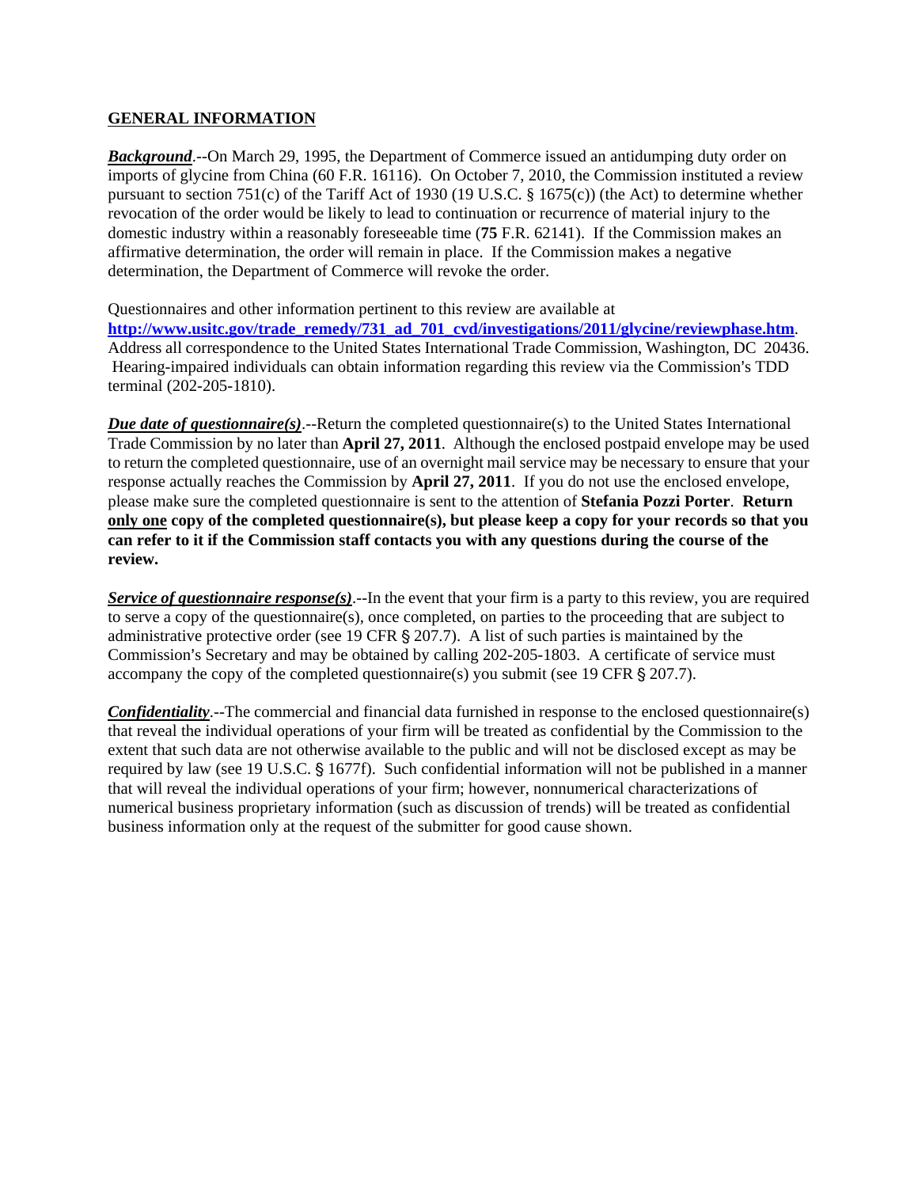**GENERAL INFORMATION**

***Background***.--On March 29, 1995, the Department of Commerce issued an antidumping duty order on imports of glycine from China (60 F.R. 16116). On October 7, 2010, the Commission instituted a review pursuant to section 751(c) of the Tariff Act of 1930 (19 U.S.C. § 1675(c)) (the Act) to determine whether revocation of the order would be likely to lead to continuation or recurrence of material injury to the domestic industry within a reasonably foreseeable time (**75** F.R. 62141). If the Commission makes an affirmative determination, the order will remain in place. If the Commission makes a negative determination, the Department of Commerce will revoke the order.

Questionnaires and other information pertinent to this review are available at **http://www.usitc.gov/trade_remedy/731_ad_701_cvd/investigations/2011/glycine/reviewphase.htm**. Address all correspondence to the United States International Trade Commission, Washington, DC 20436. Hearing-impaired individuals can obtain information regarding this review via the Commission's TDD terminal (202-205-1810).

***Due date of questionnaire(s)***.--Return the completed questionnaire(s) to the United States International Trade Commission by no later than **April 27, 2011**. Although the enclosed postpaid envelope may be used to return the completed questionnaire, use of an overnight mail service may be necessary to ensure that your response actually reaches the Commission by **April 27, 2011**. If you do not use the enclosed envelope, please make sure the completed questionnaire is sent to the attention of **Stefania Pozzi Porter**. **Return only one copy of the completed questionnaire(s), but please keep a copy for your records so that you can refer to it if the Commission staff contacts you with any questions during the course of the review.**

***Service of questionnaire response(s)***.--In the event that your firm is a party to this review, you are required to serve a copy of the questionnaire(s), once completed, on parties to the proceeding that are subject to administrative protective order (see 19 CFR § 207.7). A list of such parties is maintained by the Commission's Secretary and may be obtained by calling 202-205-1803. A certificate of service must accompany the copy of the completed questionnaire(s) you submit (see 19 CFR § 207.7).

***Confidentiality***.--The commercial and financial data furnished in response to the enclosed questionnaire(s) that reveal the individual operations of your firm will be treated as confidential by the Commission to the extent that such data are not otherwise available to the public and will not be disclosed except as may be required by law (see 19 U.S.C. § 1677f). Such confidential information will not be published in a manner that will reveal the individual operations of your firm; however, nonnumerical characterizations of numerical business proprietary information (such as discussion of trends) will be treated as confidential business information only at the request of the submitter for good cause shown.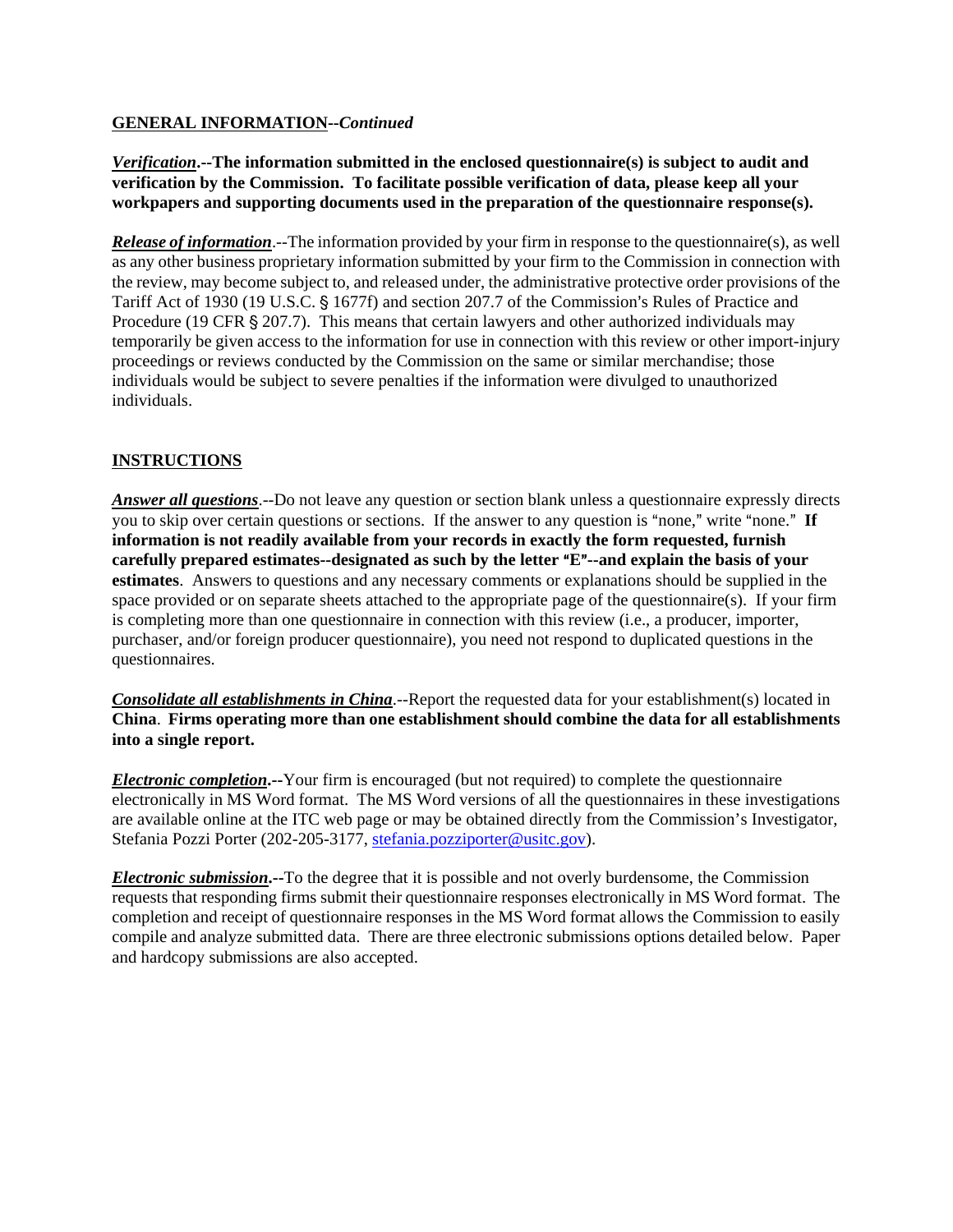**GENERAL INFORMATION**--*Continued*

***Verification*****.--The information submitted in the enclosed questionnaire(s) is subject to audit and verification by the Commission. To facilitate possible verification of data, please keep all your workpapers and supporting documents used in the preparation of the questionnaire response(s).**

***Release of information***.--The information provided by your firm in response to the questionnaire(s), as well as any other business proprietary information submitted by your firm to the Commission in connection with the review, may become subject to, and released under, the administrative protective order provisions of the Tariff Act of 1930 (19 U.S.C. § 1677f) and section 207.7 of the Commission's Rules of Practice and Procedure (19 CFR § 207.7). This means that certain lawyers and other authorized individuals may temporarily be given access to the information for use in connection with this review or other import-injury proceedings or reviews conducted by the Commission on the same or similar merchandise; those individuals would be subject to severe penalties if the information were divulged to unauthorized individuals.

## INSTRUCTIONS

***Answer all questions***.--Do not leave any question or section blank unless a questionnaire expressly directs you to skip over certain questions or sections. If the answer to any question is "none," write "none." **If information is not readily available from your records in exactly the form requested, furnish carefully prepared estimates--designated as such by the letter "E"--and explain the basis of your estimates**. Answers to questions and any necessary comments or explanations should be supplied in the space provided or on separate sheets attached to the appropriate page of the questionnaire(s). If your firm is completing more than one questionnaire in connection with this review (i.e., a producer, importer, purchaser, and/or foreign producer questionnaire), you need not respond to duplicated questions in the questionnaires.

***Consolidate all establishments in China***.--Report the requested data for your establishment(s) located in **China**. **Firms operating more than one establishment should combine the data for all establishments into a single report.**

***Electronic completion*****.--**Your firm is encouraged (but not required) to complete the questionnaire electronically in MS Word format. The MS Word versions of all the questionnaires in these investigations are available online at the ITC web page or may be obtained directly from the Commission's Investigator, Stefania Pozzi Porter (202-205-3177, stefania.pozziporter@usitc.gov).

***Electronic submission*****.--**To the degree that it is possible and not overly burdensome, the Commission requests that responding firms submit their questionnaire responses electronically in MS Word format. The completion and receipt of questionnaire responses in the MS Word format allows the Commission to easily compile and analyze submitted data. There are three electronic submissions options detailed below. Paper and hardcopy submissions are also accepted.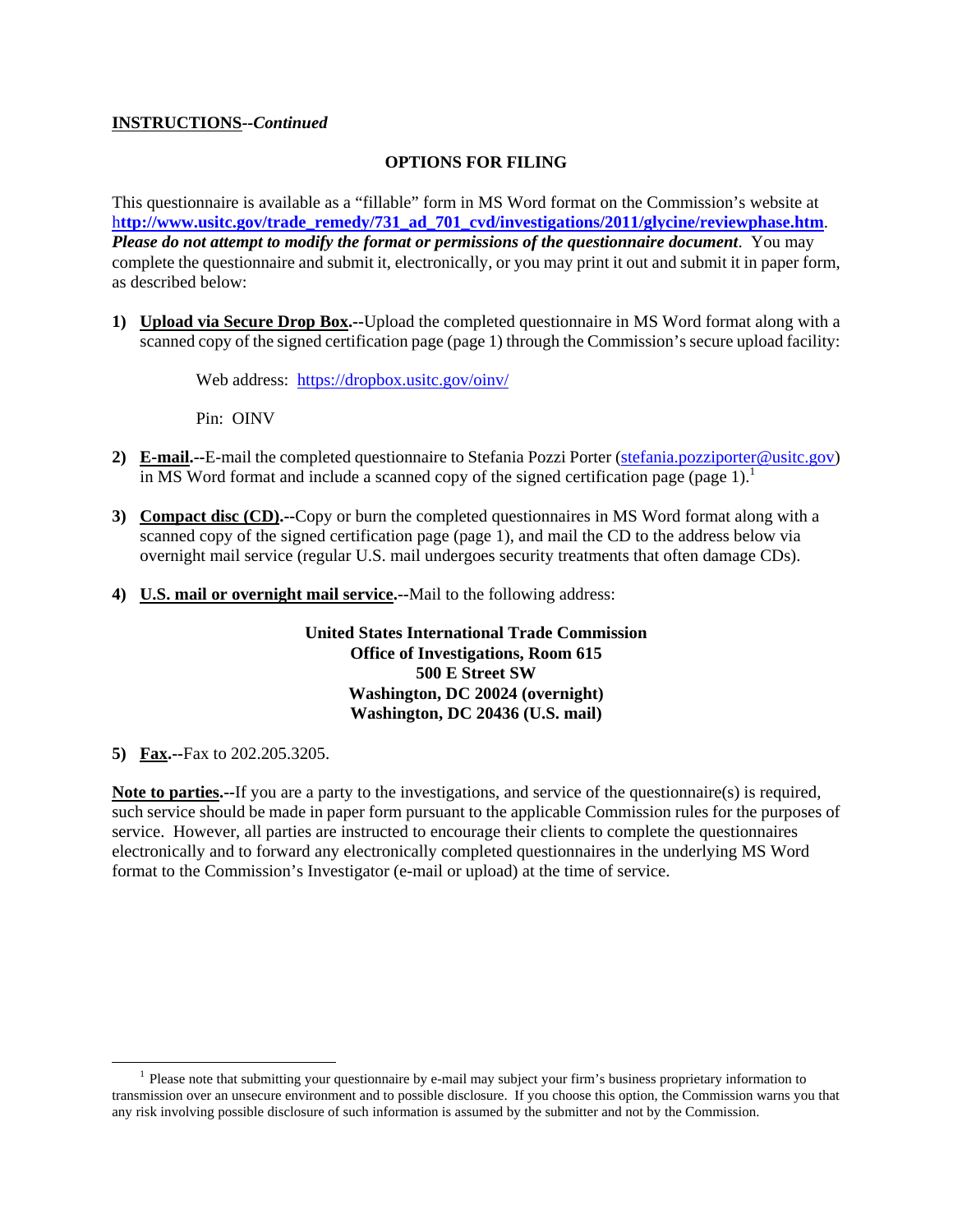**INSTRUCTIONS**--*Continued*

**OPTIONS FOR FILING**

This questionnaire is available as a "fillable" form in MS Word format on the Commission's website at **http://www.usitc.gov/trade_remedy/731_ad_701_cvd/investigations/2011/glycine/reviewphase.htm**. ***Please do not attempt to modify the format or permissions of the questionnaire document***. You may complete the questionnaire and submit it, electronically, or you may print it out and submit it in paper form, as described below:

1) **Upload via Secure Drop Box.--**Upload the completed questionnaire in MS Word format along with a scanned copy of the signed certification page (page 1) through the Commission's secure upload facility:

   Web address: https://dropbox.usitc.gov/oinv/

   Pin: OINV

2) **E-mail.--**E-mail the completed questionnaire to Stefania Pozzi Porter (stefania.pozziporter@usitc.gov) in MS Word format and include a scanned copy of the signed certification page (page 1).[1]

3) **Compact disc (CD).--**Copy or burn the completed questionnaires in MS Word format along with a scanned copy of the signed certification page (page 1), and mail the CD to the address below via overnight mail service (regular U.S. mail undergoes security treatments that often damage CDs).

4) **U.S. mail or overnight mail service.--**Mail to the following address:

**United States International Trade Commission**
**Office of Investigations, Room 615**
**500 E Street SW**
**Washington, DC 20024 (overnight)**
**Washington, DC 20436 (U.S. mail)**

5) **Fax.--**Fax to 202.205.3205.

**Note to parties.--**If you are a party to the investigations, and service of the questionnaire(s) is required, such service should be made in paper form pursuant to the applicable Commission rules for the purposes of service. However, all parties are instructed to encourage their clients to complete the questionnaires electronically and to forward any electronically completed questionnaires in the underlying MS Word format to the Commission's Investigator (e-mail or upload) at the time of service.

---

[1] Please note that submitting your questionnaire by e-mail may subject your firm's business proprietary information to transmission over an unsecure environment and to possible disclosure. If you choose this option, the Commission warns you that any risk involving possible disclosure of such information is assumed by the submitter and not by the Commission.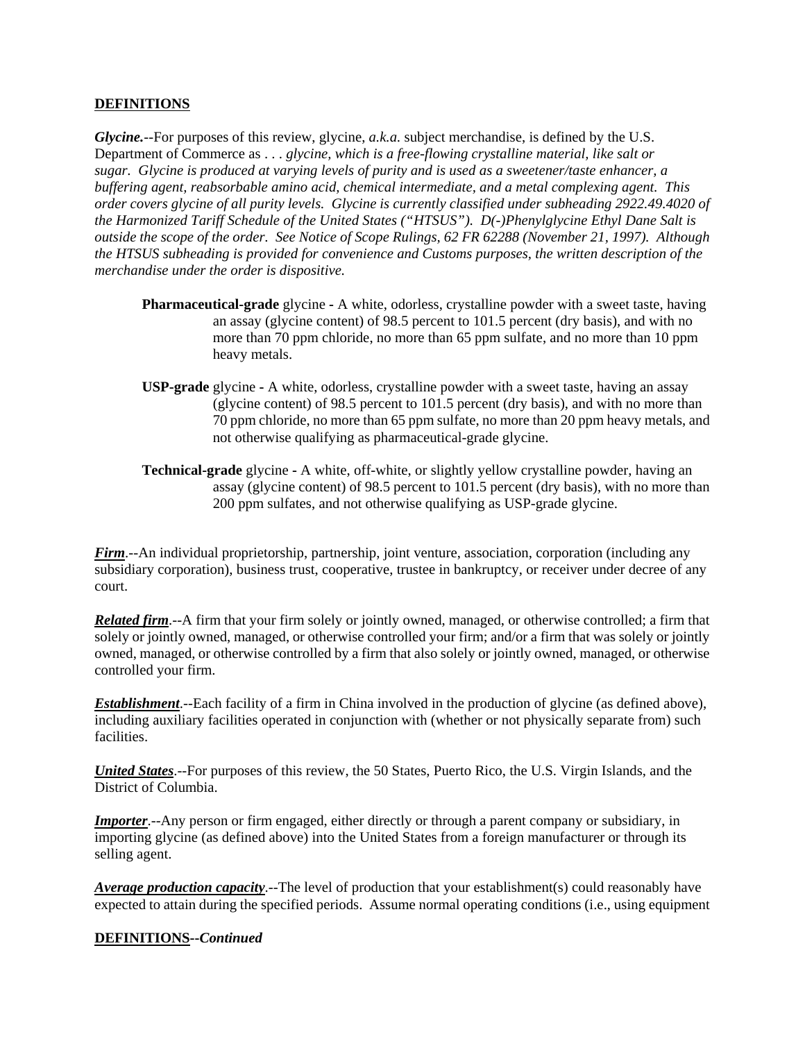**DEFINITIONS**

***Glycine.***--For purposes of this review, glycine, *a.k.a.* subject merchandise, is defined by the U.S. Department of Commerce as . . . *glycine, which is a free-flowing crystalline material, like salt or sugar. Glycine is produced at varying levels of purity and is used as a sweetener/taste enhancer, a buffering agent, reabsorbable amino acid, chemical intermediate, and a metal complexing agent. This order covers glycine of all purity levels. Glycine is currently classified under subheading 2922.49.4020 of the Harmonized Tariff Schedule of the United States ("HTSUS"). D(-)Phenylglycine Ethyl Dane Salt is outside the scope of the order. See Notice of Scope Rulings, 62 FR 62288 (November 21, 1997). Although the HTSUS subheading is provided for convenience and Customs purposes, the written description of the merchandise under the order is dispositive.*

> **Pharmaceutical-grade** glycine - A white, odorless, crystalline powder with a sweet taste, having an assay (glycine content) of 98.5 percent to 101.5 percent (dry basis), and with no more than 70 ppm chloride, no more than 65 ppm sulfate, and no more than 10 ppm heavy metals.
>
> **USP-grade** glycine - A white, odorless, crystalline powder with a sweet taste, having an assay (glycine content) of 98.5 percent to 101.5 percent (dry basis), and with no more than 70 ppm chloride, no more than 65 ppm sulfate, no more than 20 ppm heavy metals, and not otherwise qualifying as pharmaceutical-grade glycine.
>
> **Technical-grade** glycine - A white, off-white, or slightly yellow crystalline powder, having an assay (glycine content) of 98.5 percent to 101.5 percent (dry basis), with no more than 200 ppm sulfates, and not otherwise qualifying as USP-grade glycine.

***Firm***.--An individual proprietorship, partnership, joint venture, association, corporation (including any subsidiary corporation), business trust, cooperative, trustee in bankruptcy, or receiver under decree of any court.

***Related firm***.--A firm that your firm solely or jointly owned, managed, or otherwise controlled; a firm that solely or jointly owned, managed, or otherwise controlled your firm; and/or a firm that was solely or jointly owned, managed, or otherwise controlled by a firm that also solely or jointly owned, managed, or otherwise controlled your firm.

***Establishment***.--Each facility of a firm in China involved in the production of glycine (as defined above), including auxiliary facilities operated in conjunction with (whether or not physically separate from) such facilities.

***United States***.--For purposes of this review, the 50 States, Puerto Rico, the U.S. Virgin Islands, and the District of Columbia.

***Importer***.--Any person or firm engaged, either directly or through a parent company or subsidiary, in importing glycine (as defined above) into the United States from a foreign manufacturer or through its selling agent.

***Average production capacity***.--The level of production that your establishment(s) could reasonably have expected to attain during the specified periods. Assume normal operating conditions (i.e., using equipment

**DEFINITIONS**--***Continued***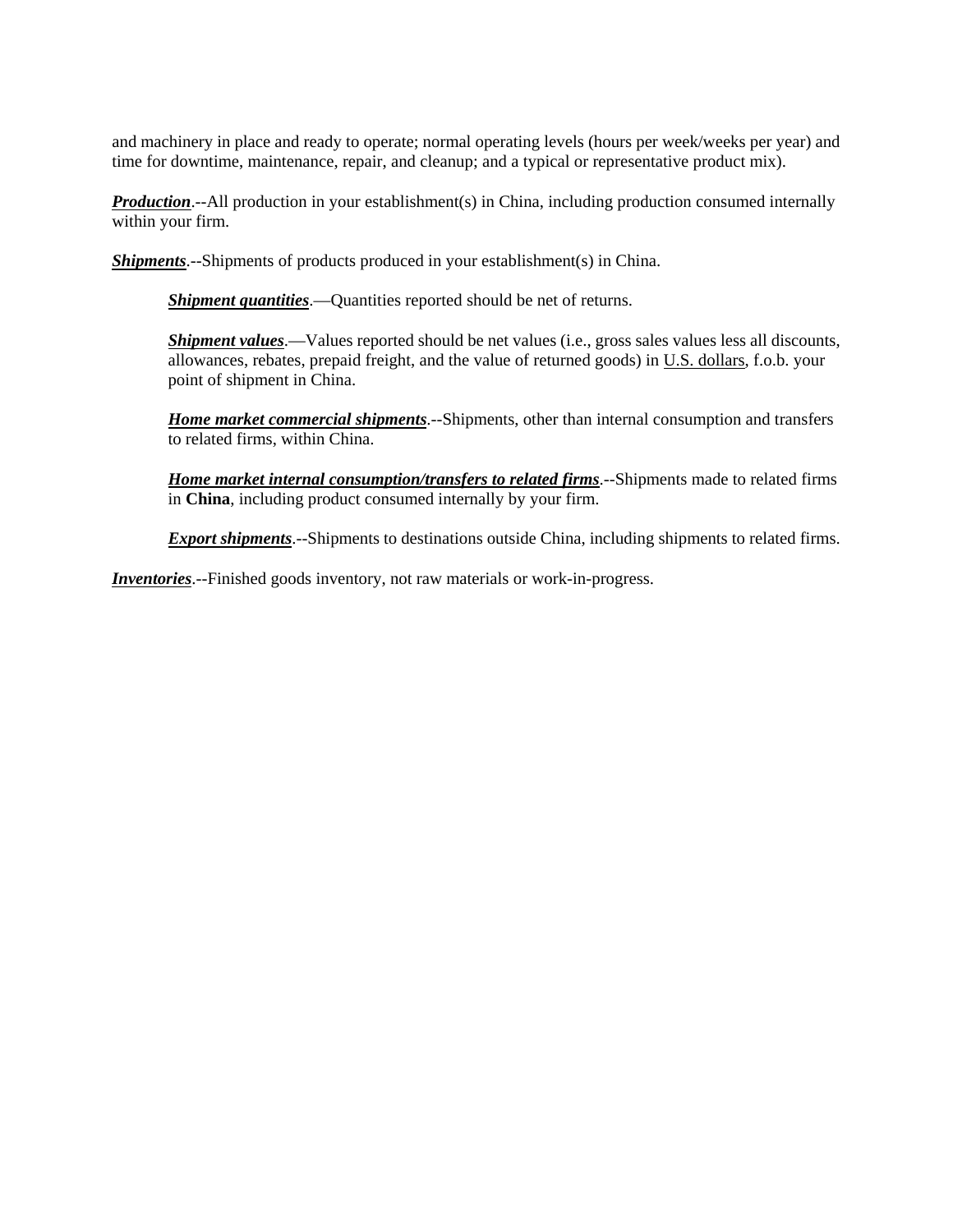and machinery in place and ready to operate; normal operating levels (hours per week/weeks per year) and time for downtime, maintenance, repair, and cleanup; and a typical or representative product mix).

***Production***.--All production in your establishment(s) in China, including production consumed internally within your firm.

***Shipments***.--Shipments of products produced in your establishment(s) in China.

> ***Shipment quantities***.—Quantities reported should be net of returns.
>
> ***Shipment values***.—Values reported should be net values (i.e., gross sales values less all discounts, allowances, rebates, prepaid freight, and the value of returned goods) in U.S. dollars, f.o.b. your point of shipment in China.
>
> ***Home market commercial shipments***.--Shipments, other than internal consumption and transfers to related firms, within China.
>
> ***Home market internal consumption/transfers to related firms***.--Shipments made to related firms in **China**, including product consumed internally by your firm.
>
> ***Export shipments***.--Shipments to destinations outside China, including shipments to related firms.

***Inventories***.--Finished goods inventory, not raw materials or work-in-progress.